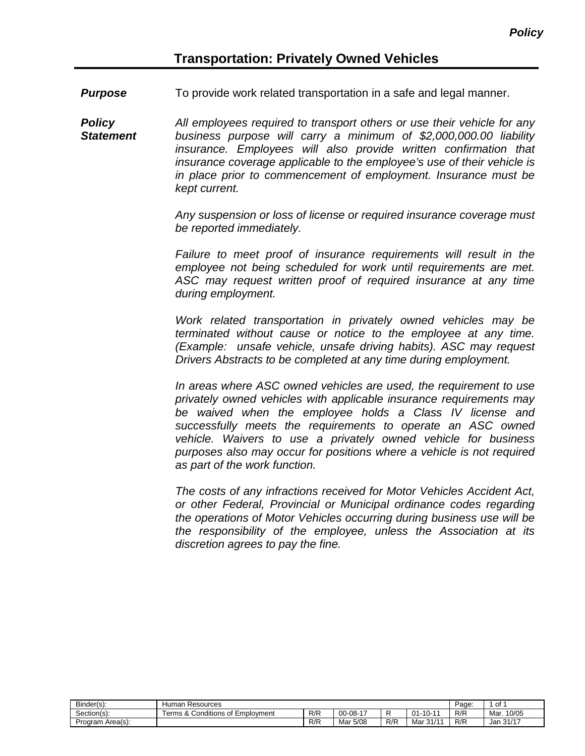*Policy*

# Transportation: Privately Owned Vehicles

**Purpose**

To provide work related transportation in a safe and legal manner.

**Policy Statement**

*All employees required to transport others or use their vehicle for any business purpose will carry a minimum of $2,000,000.00 liability insurance. Employees will also provide written confirmation that insurance coverage applicable to the employee's use of their vehicle is in place prior to commencement of employment. Insurance must be kept current.*

*Any suspension or loss of license or required insurance coverage must be reported immediately.*

*Failure to meet proof of insurance requirements will result in the employee not being scheduled for work until requirements are met. ASC may request written proof of required insurance at any time during employment.*

*Work related transportation in privately owned vehicles may be terminated without cause or notice to the employee at any time. (Example: unsafe vehicle, unsafe driving habits). ASC may request Drivers Abstracts to be completed at any time during employment.*

*In areas where ASC owned vehicles are used, the requirement to use privately owned vehicles with applicable insurance requirements may be waived when the employee holds a Class IV license and successfully meets the requirements to operate an ASC owned vehicle. Waivers to use a privately owned vehicle for business purposes also may occur for positions where a vehicle is not required as part of the work function.*

*The costs of any infractions received for Motor Vehicles Accident Act, or other Federal, Provincial or Municipal ordinance codes regarding the operations of Motor Vehicles occurring during business use will be the responsibility of the employee, unless the Association at its discretion agrees to pay the fine.*

| Binder(s): | Human Resources | | | | | Page: | 1 of 1 |
|---|---|---|---|---|---|---|---|
| Section(s): | Terms & Conditions of Employment | R/R | 00-08-17 | R | 01-10-11 | R/R | Mar. 10/05 |
| Program Area(s): | | R/R | Mar 5/08 | R/R | Mar 31/11 | R/R | Jan 31/17 |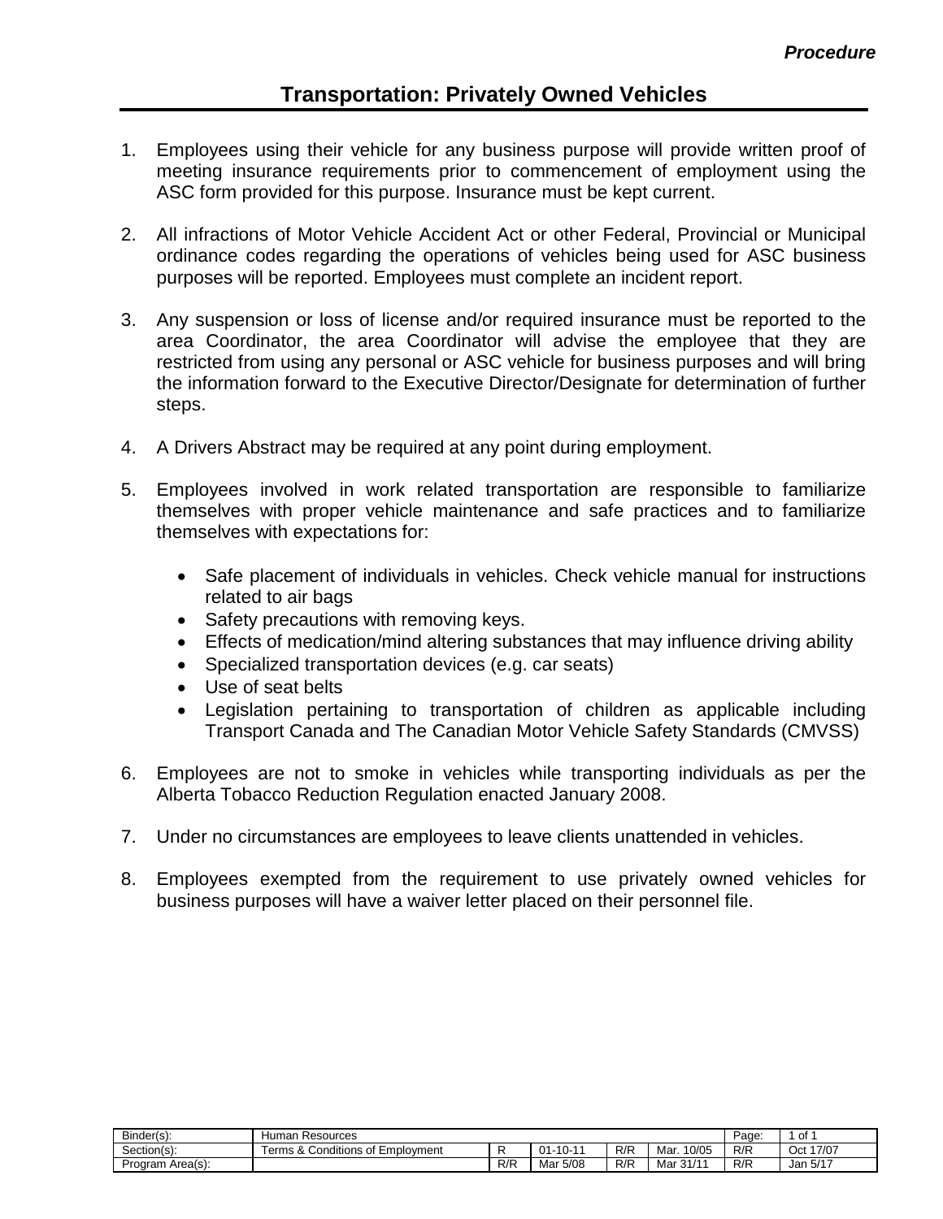***Procedure***

# Transportation: Privately Owned Vehicles

1. Employees using their vehicle for any business purpose will provide written proof of meeting insurance requirements prior to commencement of employment using the ASC form provided for this purpose. Insurance must be kept current.

2. All infractions of Motor Vehicle Accident Act or other Federal, Provincial or Municipal ordinance codes regarding the operations of vehicles being used for ASC business purposes will be reported. Employees must complete an incident report.

3. Any suspension or loss of license and/or required insurance must be reported to the area Coordinator, the area Coordinator will advise the employee that they are restricted from using any personal or ASC vehicle for business purposes and will bring the information forward to the Executive Director/Designate for determination of further steps.

4. A Drivers Abstract may be required at any point during employment.

5. Employees involved in work related transportation are responsible to familiarize themselves with proper vehicle maintenance and safe practices and to familiarize themselves with expectations for:

   - Safe placement of individuals in vehicles. Check vehicle manual for instructions related to air bags
   - Safety precautions with removing keys.
   - Effects of medication/mind altering substances that may influence driving ability
   - Specialized transportation devices (e.g. car seats)
   - Use of seat belts
   - Legislation pertaining to transportation of children as applicable including Transport Canada and The Canadian Motor Vehicle Safety Standards (CMVSS)

6. Employees are not to smoke in vehicles while transporting individuals as per the Alberta Tobacco Reduction Regulation enacted January 2008.

7. Under no circumstances are employees to leave clients unattended in vehicles.

8. Employees exempted from the requirement to use privately owned vehicles for business purposes will have a waiver letter placed on their personnel file.